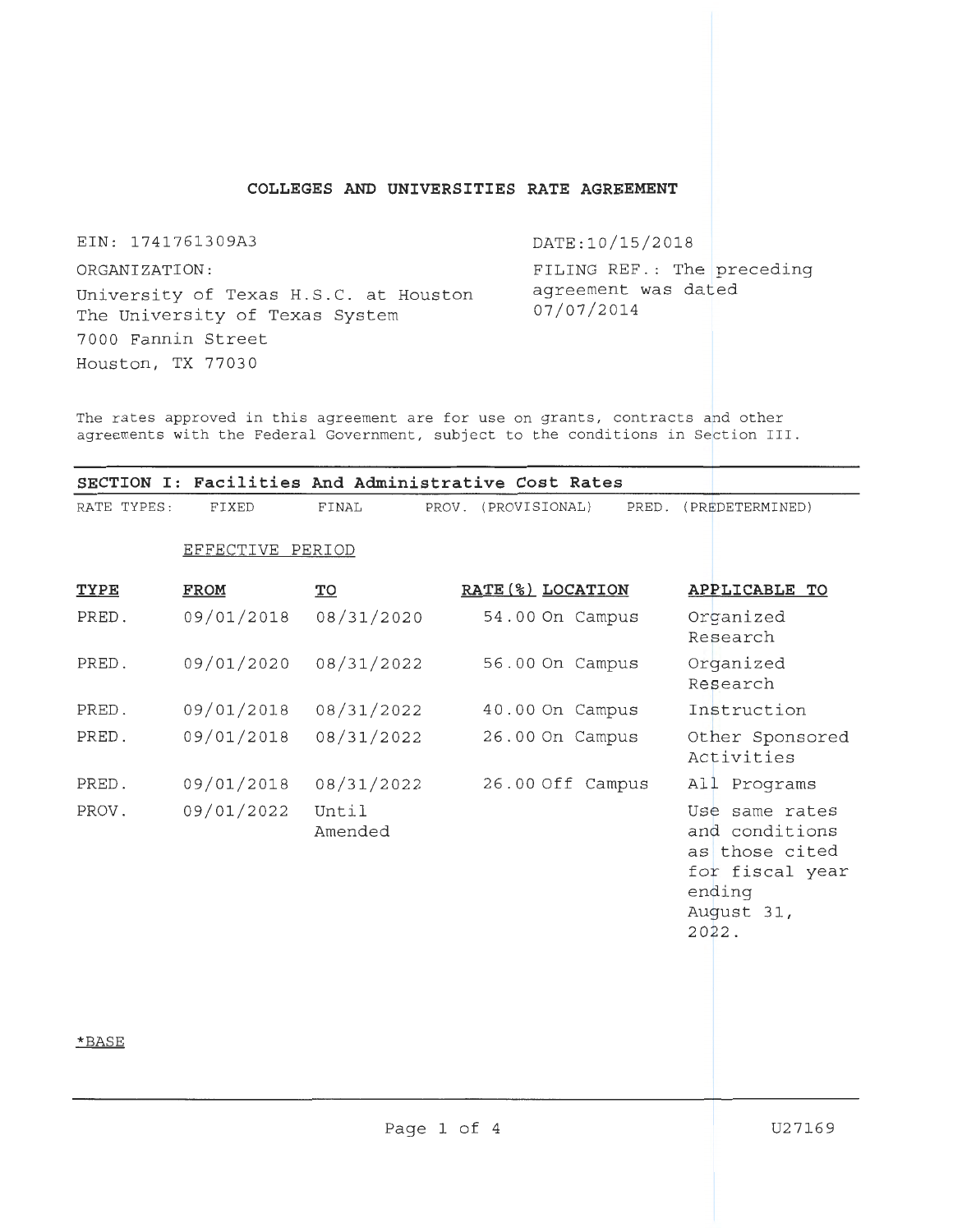# COLLEGES AND UNIVERSITIES RATE AGREEMENT

EIN: 1741761309A3

DATE:10/15/2018

ORGANIZATION:

University of Texas H.S.C. at Houston
The University of Texas System
7000 Fannin Street
Houston, TX 77030

FILING REF.: The preceding agreement was dated 07/07/2014

The rates approved in this agreement are for use on grants, contracts and other agreements with the Federal Government, subject to the conditions in Section III.

## SECTION I: Facilities And Administrative Cost Rates

RATE TYPES: FIXED FINAL PROV. (PROVISIONAL) PRED. (PREDETERMINED)

| TYPE | EFFECTIVE PERIOD FROM | TO | RATE(%) | LOCATION | APPLICABLE TO |
|---|---|---|---|---|---|
| PRED. | 09/01/2018 | 08/31/2020 | 54.00 | On Campus | Organized Research |
| PRED. | 09/01/2020 | 08/31/2022 | 56.00 | On Campus | Organized Research |
| PRED. | 09/01/2018 | 08/31/2022 | 40.00 | On Campus | Instruction |
| PRED. | 09/01/2018 | 08/31/2022 | 26.00 | On Campus | Other Sponsored Activities |
| PRED. | 09/01/2018 | 08/31/2022 | 26.00 | Off Campus | All Programs |
| PROV. | 09/01/2022 | Until Amended | | | Use same rates and conditions as those cited for fiscal year ending August 31, 2022. |

*BASE

U27169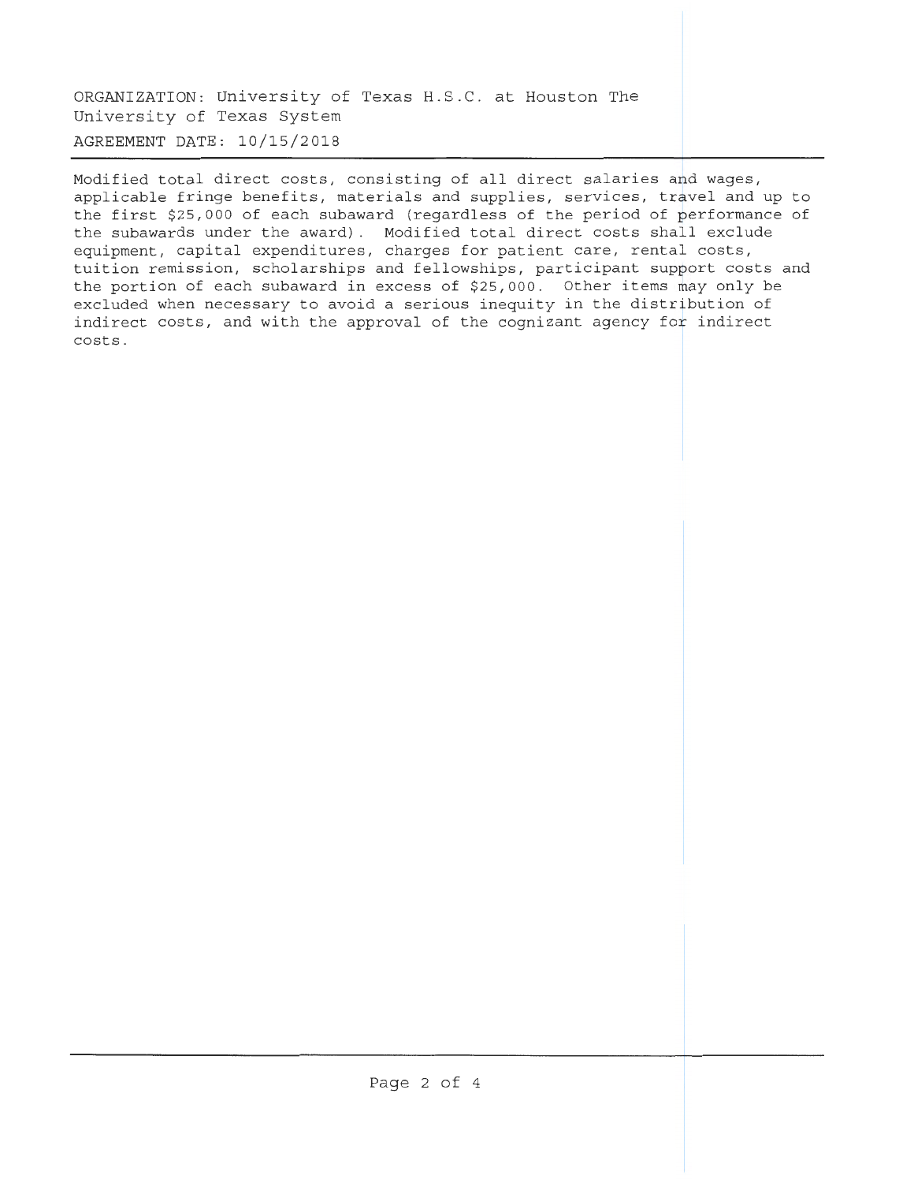ORGANIZATION: University of Texas H.S.C. at Houston The University of Texas System

AGREEMENT DATE: 10/15/2018

Modified total direct costs, consisting of all direct salaries and wages, applicable fringe benefits, materials and supplies, services, travel and up to the first $25,000 of each subaward (regardless of the period of performance of the subawards under the award). Modified total direct costs shall exclude equipment, capital expenditures, charges for patient care, rental costs, tuition remission, scholarships and fellowships, participant support costs and the portion of each subaward in excess of $25,000. Other items may only be excluded when necessary to avoid a serious inequity in the distribution of indirect costs, and with the approval of the cognizant agency for indirect costs.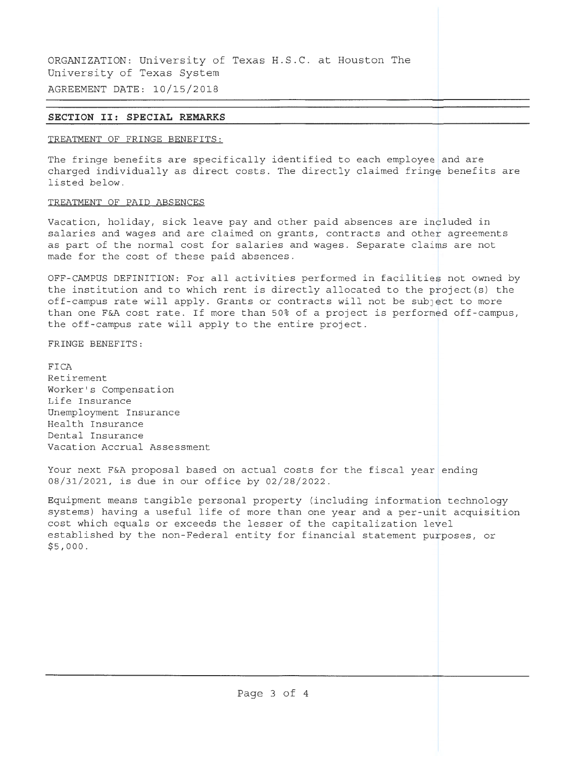ORGANIZATION: University of Texas H.S.C. at Houston The University of Texas System

AGREEMENT DATE: 10/15/2018

## SECTION II: SPECIAL REMARKS

TREATMENT OF FRINGE BENEFITS:

The fringe benefits are specifically identified to each employee and are charged individually as direct costs. The directly claimed fringe benefits are listed below.

TREATMENT OF PAID ABSENCES

Vacation, holiday, sick leave pay and other paid absences are included in salaries and wages and are claimed on grants, contracts and other agreements as part of the normal cost for salaries and wages. Separate claims are not made for the cost of these paid absences.

OFF-CAMPUS DEFINITION: For all activities performed in facilities not owned by the institution and to which rent is directly allocated to the project(s) the off-campus rate will apply. Grants or contracts will not be subject to more than one F&A cost rate. If more than 50% of a project is performed off-campus, the off-campus rate will apply to the entire project.

FRINGE BENEFITS:

FICA
Retirement
Worker's Compensation
Life Insurance
Unemployment Insurance
Health Insurance
Dental Insurance
Vacation Accrual Assessment

Your next F&A proposal based on actual costs for the fiscal year ending 08/31/2021, is due in our office by 02/28/2022.

Equipment means tangible personal property (including information technology systems) having a useful life of more than one year and a per-unit acquisition cost which equals or exceeds the lesser of the capitalization level established by the non-Federal entity for financial statement purposes, or $5,000.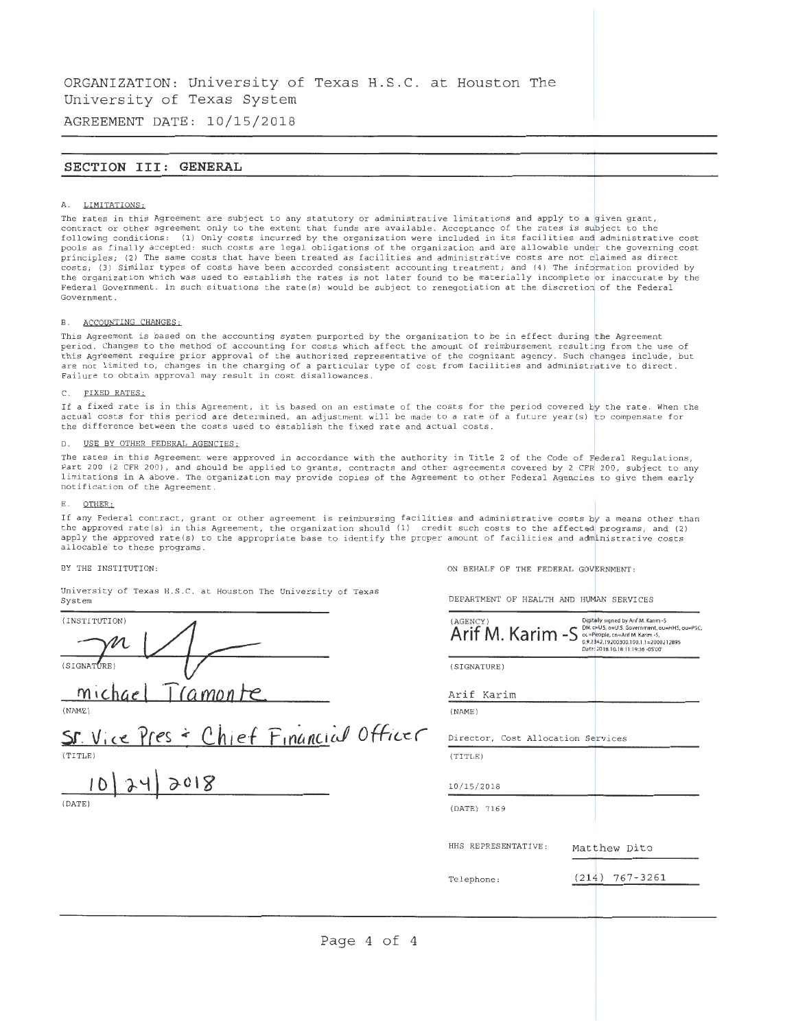ORGANIZATION: University of Texas H.S.C. at Houston The University of Texas System

AGREEMENT DATE: 10/15/2018

## SECTION III: GENERAL

A. LIMITATIONS:

The rates in this Agreement are subject to any statutory or administrative limitations and apply to a given grant, contract or other agreement only to the extent that funds are available. Acceptance of the rates is subject to the following conditions: (1) Only costs incurred by the organization were included in its facilities and administrative cost pools as finally accepted: such costs are legal obligations of the organization and are allowable under the governing cost principles; (2) The same costs that have been treated as facilities and administrative costs are not claimed as direct costs; (3) Similar types of costs have been accorded consistent accounting treatment; and (4) The information provided by the organization which was used to establish the rates is not later found to be materially incomplete or inaccurate by the Federal Government. In such situations the rate(s) would be subject to renegotiation at the discretion of the Federal Government.

B. ACCOUNTING CHANGES:

This Agreement is based on the accounting system purported by the organization to be in effect during the Agreement period. Changes to the method of accounting for costs which affect the amount of reimbursement resulting from the use of this Agreement require prior approval of the authorized representative of the cognizant agency. Such changes include, but are not limited to, changes in the charging of a particular type of cost from facilities and administrative to direct. Failure to obtain approval may result in cost disallowances.

C. FIXED RATES:

If a fixed rate is in this Agreement, it is based on an estimate of the costs for the period covered by the rate. When the actual costs for this period are determined, an adjustment will be made to a rate of a future year(s) to compensate for the difference between the costs used to establish the fixed rate and actual costs.

D. USE BY OTHER FEDERAL AGENCIES:

The rates in this Agreement were approved in accordance with the authority in Title 2 of the Code of Federal Regulations, Part 200 (2 CFR 200), and should be applied to grants, contracts and other agreements covered by 2 CFR 200, subject to any limitations in A above. The organization may provide copies of the Agreement to other Federal Agencies to give them early notification of the Agreement.

E. OTHER:

If any Federal contract, grant or other agreement is reimbursing facilities and administrative costs by a means other than the approved rate(s) in this Agreement, the organization should (1) credit such costs to the affected programs, and (2) apply the approved rate(s) to the appropriate base to identify the proper amount of facilities and administrative costs allocable to these programs.

BY THE INSTITUTION:

University of Texas H.S.C. at Houston The University of Texas System

(INSTITUTION)

(SIGNATURE)

Michael Tramonte

(NAME)

Sr. Vice Pres & Chief Financial Officer

(TITLE)

10/24/2018

(DATE)

ON BEHALF OF THE FEDERAL GOVERNMENT:

DEPARTMENT OF HEALTH AND HUMAN SERVICES

(AGENCY)

Arif M. Karim -S

Digitally signed by Arif M. Karim -S
DN: c=US, o=U.S. Government, ou=HHS, ou=PSC, ou=People, cn=Arif M. Karim -S, 0.9.2342.19200300.100.1.1=2000212895
Date: 2018.10.18 11:19:36 -05'00'

(SIGNATURE)

Arif Karim

(NAME)

Director, Cost Allocation Services

(TITLE)

10/15/2018

(DATE) 7169

HHS REPRESENTATIVE: Matthew Dito

Telephone: (214) 767-3261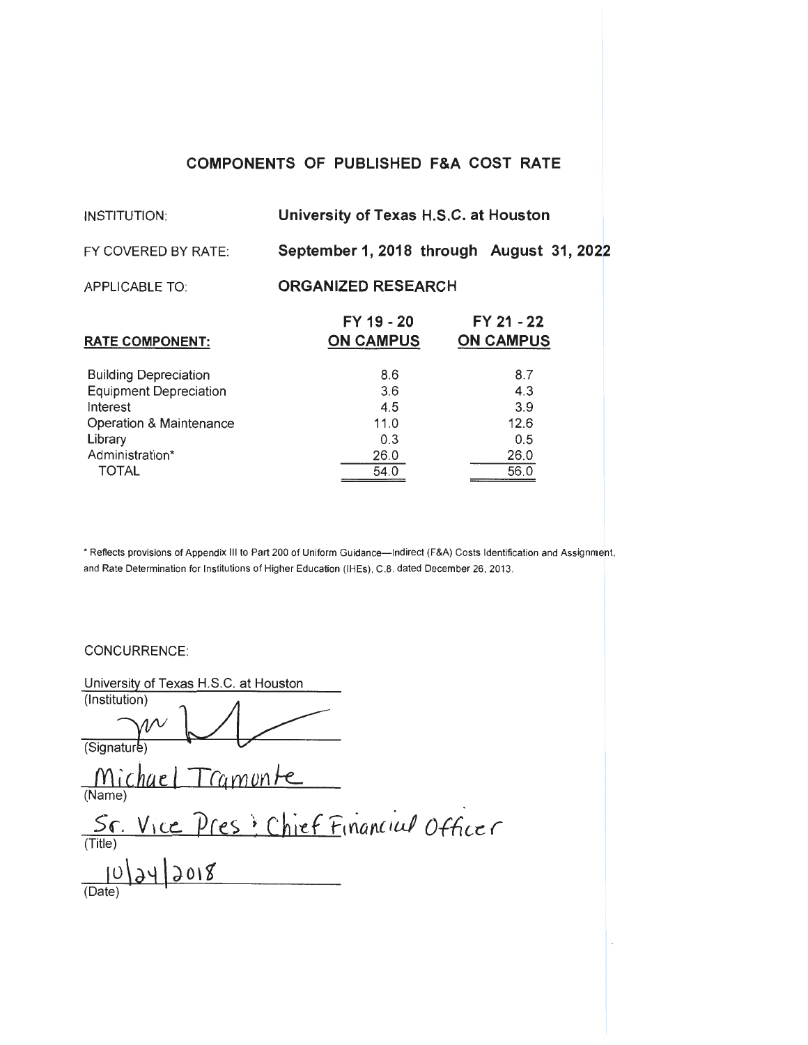## COMPONENTS OF PUBLISHED F&A COST RATE

INSTITUTION: **University of Texas H.S.C. at Houston**

FY COVERED BY RATE: **September 1, 2018 through August 31, 2022**

APPLICABLE TO: **ORGANIZED RESEARCH**

| RATE COMPONENT: | FY 19 - 20 ON CAMPUS | FY 21 - 22 ON CAMPUS |
|---|---|---|
| Building Depreciation | 8.6 | 8.7 |
| Equipment Depreciation | 3.6 | 4.3 |
| Interest | 4.5 | 3.9 |
| Operation & Maintenance | 11.0 | 12.6 |
| Library | 0.3 | 0.5 |
| Administration* | 26.0 | 26.0 |
| TOTAL | 54.0 | 56.0 |

* Reflects provisions of Appendix III to Part 200 of Uniform Guidance—Indirect (F&A) Costs Identification and Assignment, and Rate Determination for Institutions of Higher Education (IHEs), C.8. dated December 26, 2013.

CONCURRENCE:

University of Texas H.S.C. at Houston
(Institution)

[signature]
(Signature)

Michael Tramonte
(Name)

Sr. Vice Pres & Chief Financial Officer
(Title)

10/24/2018
(Date)